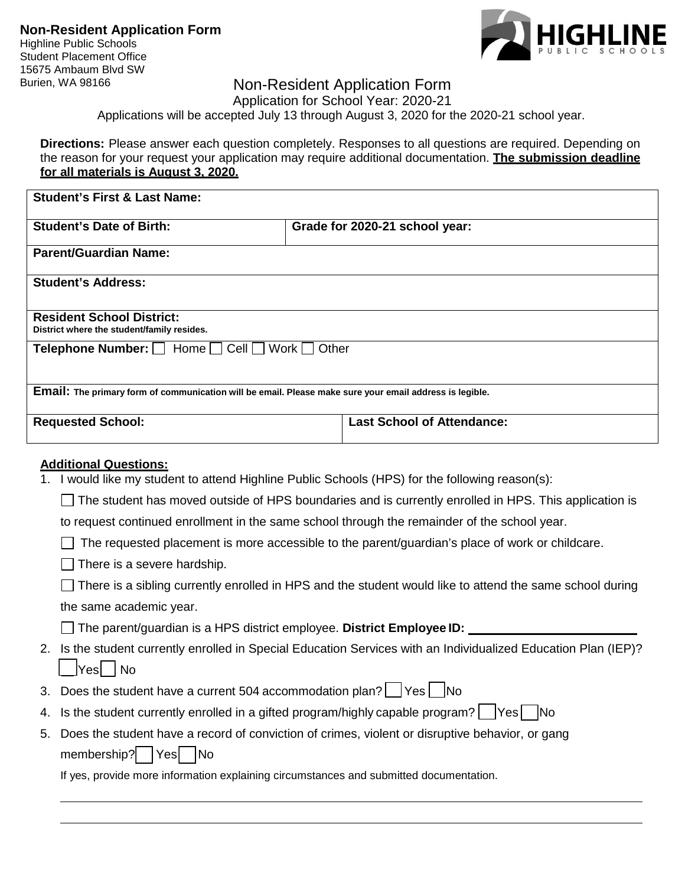**Non-Resident Application Form**
Highline Public Schools
Student Placement Office
15675 Ambaum Blvd SW
Burien, WA 98166

# Non-Resident Application Form

Application for School Year: 2020-21

Applications will be accepted July 13 through August 3, 2020 for the 2020-21 school year.

**Directions:** Please answer each question completely. Responses to all questions are required. Depending on the reason for your request your application may require additional documentation. **The submission deadline for all materials is August 3, 2020.**

| **Student's First & Last Name:** | |
|---|---|
| **Student's Date of Birth:** | **Grade for 2020-21 school year:** |
| **Parent/Guardian Name:** | |
| **Student's Address:** | |
| **Resident School District:** District where the student/family resides. | |
| **Telephone Number:** ☐ Home ☐ Cell ☐ Work ☐ Other | |
| **Email:** The primary form of communication will be email. Please make sure your email address is legible. | |
| **Requested School:** | **Last School of Attendance:** |

**Additional Questions:**

1. I would like my student to attend Highline Public Schools (HPS) for the following reason(s):
   - ☐ The student has moved outside of HPS boundaries and is currently enrolled in HPS. This application is to request continued enrollment in the same school through the remainder of the school year.
   - ☐ The requested placement is more accessible to the parent/guardian's place of work or childcare.
   - ☐ There is a severe hardship.
   - ☐ There is a sibling currently enrolled in HPS and the student would like to attend the same school during the same academic year.
   - ☐ The parent/guardian is a HPS district employee. **District Employee ID:** ______________________
2. Is the student currently enrolled in Special Education Services with an Individualized Education Plan (IEP)? ☐ Yes ☐ No
3. Does the student have a current 504 accommodation plan? ☐ Yes ☐ No
4. Is the student currently enrolled in a gifted program/highly capable program? ☐ Yes ☐ No
5. Does the student have a record of conviction of crimes, violent or disruptive behavior, or gang membership? ☐ Yes ☐ No

   If yes, provide more information explaining circumstances and submitted documentation.

   ______________________________________________________________________

   ______________________________________________________________________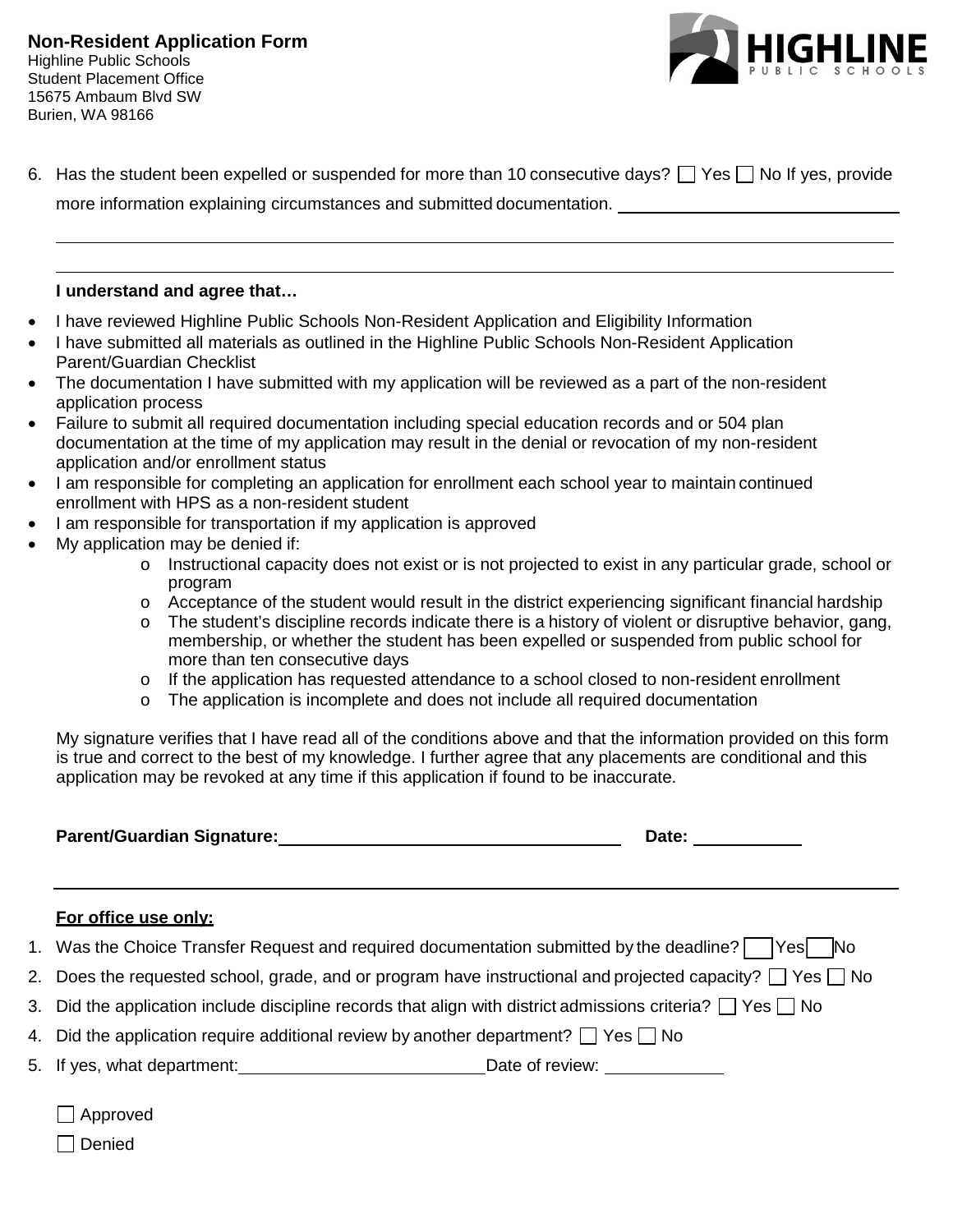**Non-Resident Application Form**
Highline Public Schools
Student Placement Office
15675 Ambaum Blvd SW
Burien, WA 98166

6. Has the student been expelled or suspended for more than 10 consecutive days? ☐ Yes ☐ No If yes, provide more information explaining circumstances and submitted documentation. ______________________________

______________________________________________________________________________

______________________________________________________________________________

**I understand and agree that…**

- I have reviewed Highline Public Schools Non-Resident Application and Eligibility Information
- I have submitted all materials as outlined in the Highline Public Schools Non-Resident Application Parent/Guardian Checklist
- The documentation I have submitted with my application will be reviewed as a part of the non-resident application process
- Failure to submit all required documentation including special education records and or 504 plan documentation at the time of my application may result in the denial or revocation of my non-resident application and/or enrollment status
- I am responsible for completing an application for enrollment each school year to maintain continued enrollment with HPS as a non-resident student
- I am responsible for transportation if my application is approved
- My application may be denied if:
  - Instructional capacity does not exist or is not projected to exist in any particular grade, school or program
  - Acceptance of the student would result in the district experiencing significant financial hardship
  - The student's discipline records indicate there is a history of violent or disruptive behavior, gang, membership, or whether the student has been expelled or suspended from public school for more than ten consecutive days
  - If the application has requested attendance to a school closed to non-resident enrollment
  - The application is incomplete and does not include all required documentation

My signature verifies that I have read all of the conditions above and that the information provided on this form is true and correct to the best of my knowledge. I further agree that any placements are conditional and this application may be revoked at any time if this application if found to be inaccurate.

**Parent/Guardian Signature:** ______________________________ **Date:** __________

---

**For office use only:**

1. Was the Choice Transfer Request and required documentation submitted by the deadline? ☐ Yes ☐ No
2. Does the requested school, grade, and or program have instructional and projected capacity? ☐ Yes ☐ No
3. Did the application include discipline records that align with district admissions criteria? ☐ Yes ☐ No
4. Did the application require additional review by another department? ☐ Yes ☐ No
5. If yes, what department: ______________________ Date of review: __________

☐ Approved

☐ Denied